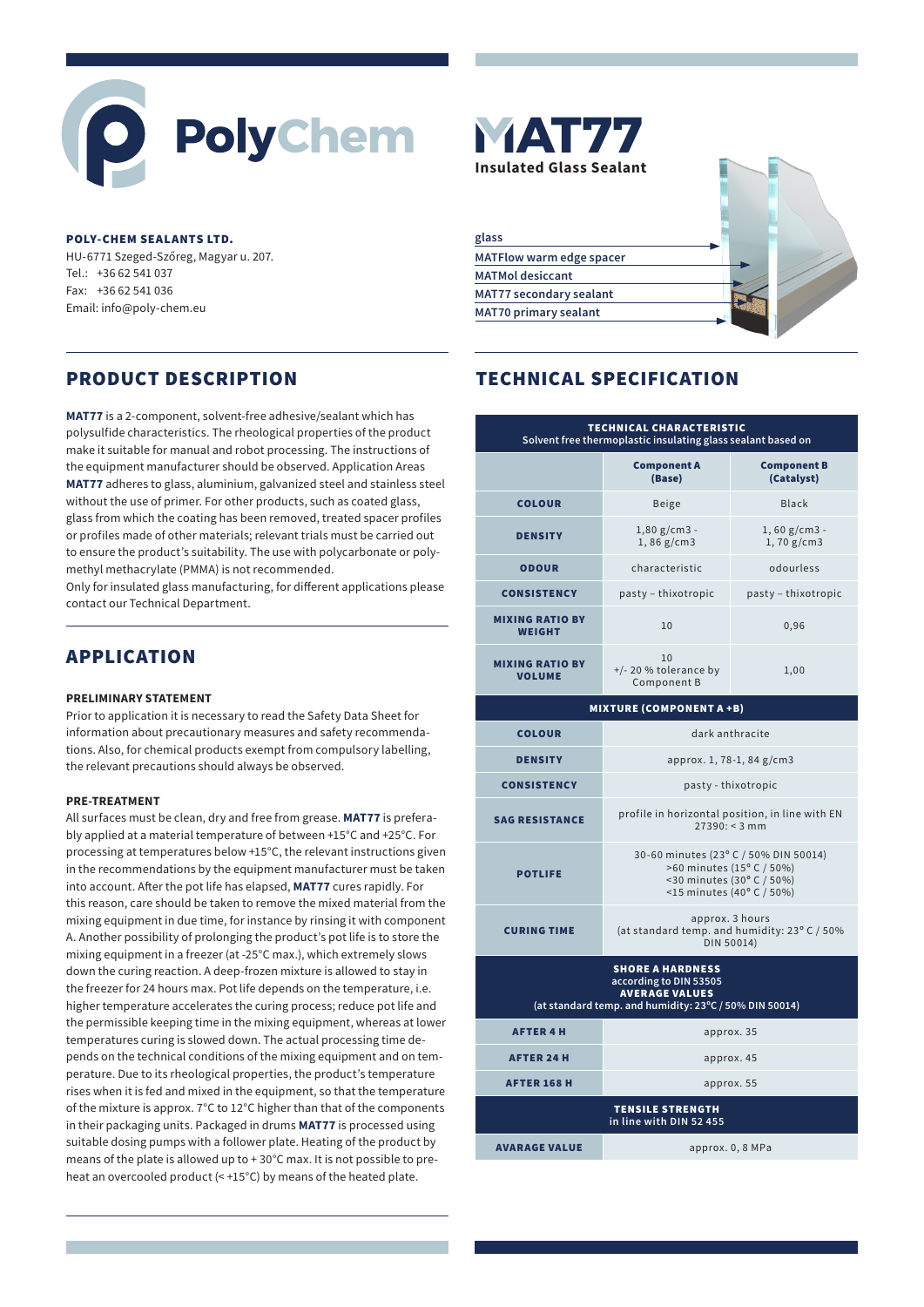# PolyChem

**POLY-CHEM SEALANTS LTD.**
HU-6771 Szeged-Szőreg, Magyar u. 207.
Tel.: +36 62 541 037
Fax: +36 62 541 036
Email: info@poly-chem.eu

# MAT77

**Insulated Glass Sealant**

- glass
- MATFlow warm edge spacer
- MATMol desiccant
- MAT77 secondary sealant
- MAT70 primary sealant

## PRODUCT DESCRIPTION

**MAT77** is a 2-component, solvent-free adhesive/sealant which has polysulfide characteristics. The rheological properties of the product make it suitable for manual and robot processing. The instructions of the equipment manufacturer should be observed. Application Areas **MAT77** adheres to glass, aluminium, galvanized steel and stainless steel without the use of primer. For other products, such as coated glass, glass from which the coating has been removed, treated spacer profiles or profiles made of other materials; relevant trials must be carried out to ensure the product's suitability. The use with polycarbonate or polymethyl methacrylate (PMMA) is not recommended.
Only for insulated glass manufacturing, for different applications please contact our Technical Department.

## APPLICATION

### PRELIMINARY STATEMENT

Prior to application it is necessary to read the Safety Data Sheet for information about precautionary measures and safety recommendations. Also, for chemical products exempt from compulsory labelling, the relevant precautions should always be observed.

### PRE-TREATMENT

All surfaces must be clean, dry and free from grease. **MAT77** is preferably applied at a material temperature of between +15°C and +25°C. For processing at temperatures below +15°C, the relevant instructions given in the recommendations by the equipment manufacturer must be taken into account. After the pot life has elapsed, **MAT77** cures rapidly. For this reason, care should be taken to remove the mixed material from the mixing equipment in due time, for instance by rinsing it with component A. Another possibility of prolonging the product's pot life is to store the mixing equipment in a freezer (at -25°C max.), which extremely slows down the curing reaction. A deep-frozen mixture is allowed to stay in the freezer for 24 hours max. Pot life depends on the temperature, i.e. higher temperature accelerates the curing process; reduce pot life and the permissible keeping time in the mixing equipment, whereas at lower temperatures curing is slowed down. The actual processing time depends on the technical conditions of the mixing equipment and on temperature. Due to its rheological properties, the product's temperature rises when it is fed and mixed in the equipment, so that the temperature of the mixture is approx. 7°C to 12°C higher than that of the components in their packaging units. Packaged in drums **MAT77** is processed using suitable dosing pumps with a follower plate. Heating of the product by means of the plate is allowed up to + 30°C max. It is not possible to preheat an overcooled product (< +15°C) by means of the heated plate.

## TECHNICAL SPECIFICATION

| TECHNICAL CHARACTERISTIC<br>Solvent free thermoplastic insulating glass sealant based on | | |
|---|---|---|
| | **Component A (Base)** | **Component B (Catalyst)** |
| **COLOUR** | Beige | Black |
| **DENSITY** | 1,80 g/cm3 - 1, 86 g/cm3 | 1, 60 g/cm3 - 1, 70 g/cm3 |
| **ODOUR** | characteristic | odourless |
| **CONSISTENCY** | pasty – thixotropic | pasty – thixotropic |
| **MIXING RATIO BY WEIGHT** | 10 | 0,96 |
| **MIXING RATIO BY VOLUME** | 10<br>+/- 20 % tolerance by Component B | 1,00 |
| **MIXTURE (COMPONENT A +B)** | | |
| **COLOUR** | dark anthracite | |
| **DENSITY** | approx. 1, 78-1, 84 g/cm3 | |
| **CONSISTENCY** | pasty - thixotropic | |
| **SAG RESISTANCE** | profile in horizontal position, in line with EN 27390: < 3 mm | |
| **POTLIFE** | 30-60 minutes (23° C / 50% DIN 50014)<br>>60 minutes (15° C / 50%)<br><30 minutes (30° C / 50%)<br><15 minutes (40° C / 50%) | |
| **CURING TIME** | approx. 3 hours<br>(at standard temp. and humidity: 23° C / 50% DIN 50014) | |
| **SHORE A HARDNESS**<br>according to DIN 53505<br>**AVERAGE VALUES**<br>(at standard temp. and humidity: 23°C / 50% DIN 50014) | | |
| **AFTER 4 H** | approx. 35 | |
| **AFTER 24 H** | approx. 45 | |
| **AFTER 168 H** | approx. 55 | |
| **TENSILE STRENGTH**<br>in line with DIN 52 455 | | |
| **AVARAGE VALUE** | approx. 0, 8 MPa | |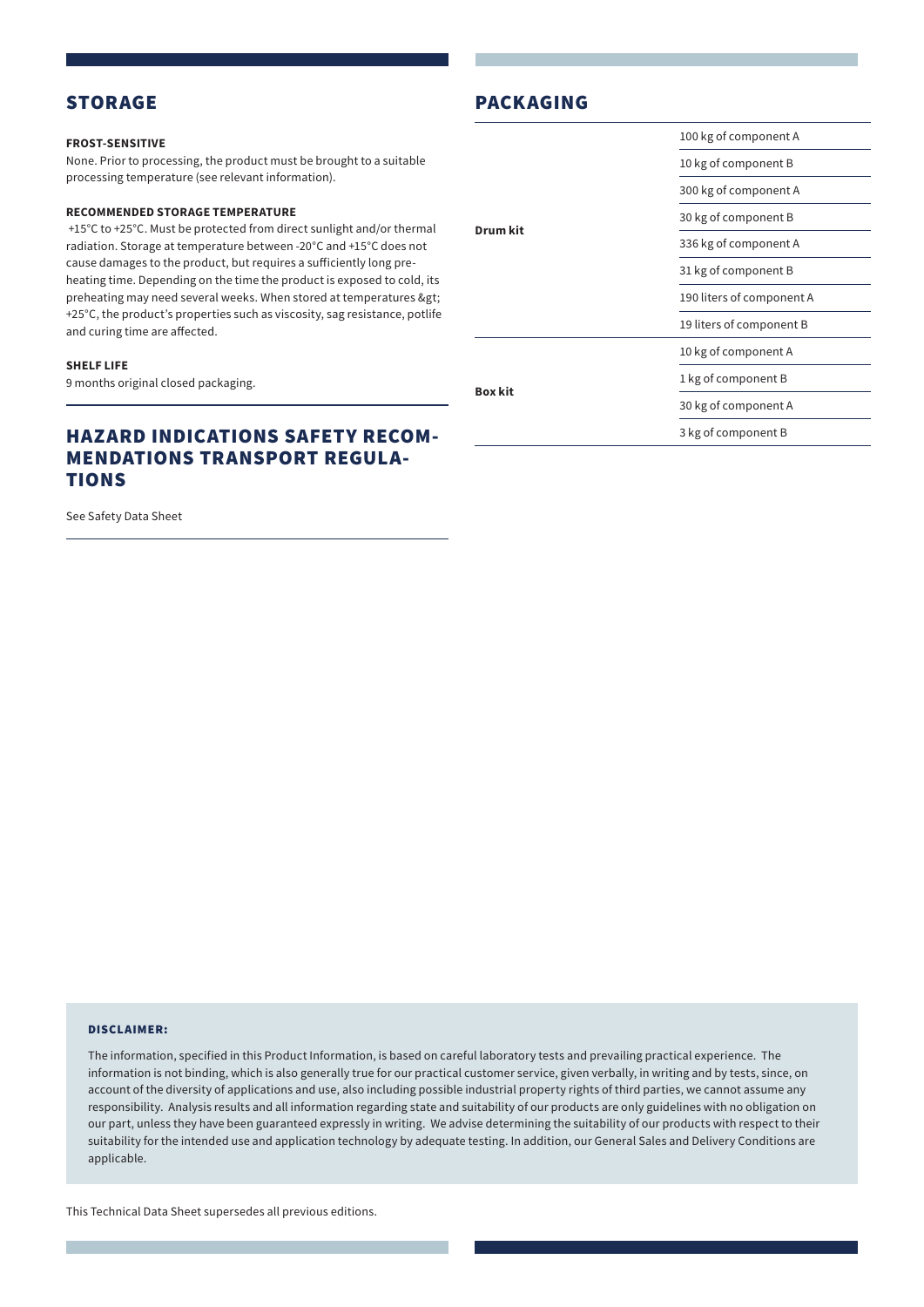## STORAGE

**FROST-SENSITIVE**

None. Prior to processing, the product must be brought to a suitable processing temperature (see relevant information).

**RECOMMENDED STORAGE TEMPERATURE**

+15°C to +25°C. Must be protected from direct sunlight and/or thermal radiation. Storage at temperature between -20°C and +15°C does not cause damages to the product, but requires a sufficiently long pre-heating time. Depending on the time the product is exposed to cold, its preheating may need several weeks. When stored at temperatures &gt; +25°C, the product's properties such as viscosity, sag resistance, potlife and curing time are affected.

**SHELF LIFE**

9 months original closed packaging.

## HAZARD INDICATIONS SAFETY RECOMMENDATIONS TRANSPORT REGULATIONS

See Safety Data Sheet

## PACKAGING

| | |
|---|---|
| **Drum kit** | 100 kg of component A |
| | 10 kg of component B |
| | 300 kg of component A |
| | 30 kg of component B |
| | 336 kg of component A |
| | 31 kg of component B |
| | 190 liters of component A |
| | 19 liters of component B |
| **Box kit** | 10 kg of component A |
| | 1 kg of component B |
| | 30 kg of component A |
| | 3 kg of component B |

**DISCLAIMER:**

The information, specified in this Product Information, is based on careful laboratory tests and prevailing practical experience. The information is not binding, which is also generally true for our practical customer service, given verbally, in writing and by tests, since, on account of the diversity of applications and use, also including possible industrial property rights of third parties, we cannot assume any responsibility. Analysis results and all information regarding state and suitability of our products are only guidelines with no obligation on our part, unless they have been guaranteed expressly in writing. We advise determining the suitability of our products with respect to their suitability for the intended use and application technology by adequate testing. In addition, our General Sales and Delivery Conditions are applicable.

This Technical Data Sheet supersedes all previous editions.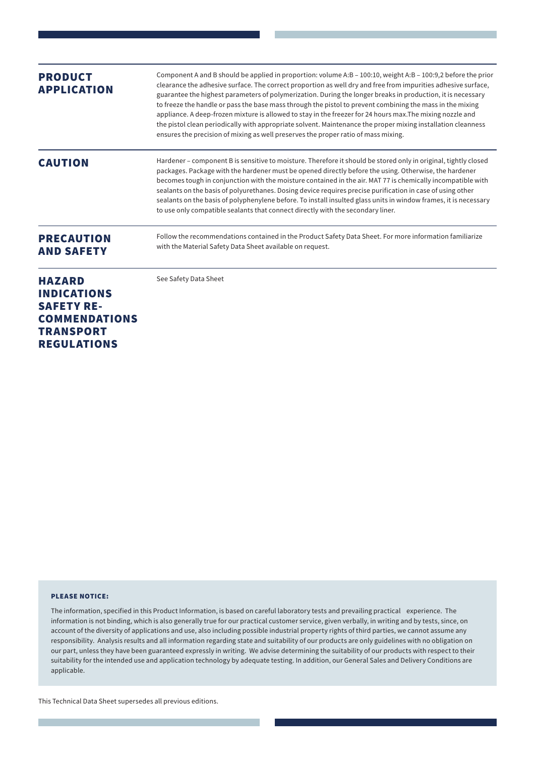## PRODUCT APPLICATION

Component A and B should be applied in proportion: volume A:B – 100:10, weight A:B – 100:9,2 before the prior clearance the adhesive surface. The correct proportion as well dry and free from impurities adhesive surface, guarantee the highest parameters of polymerization. During the longer breaks in production, it is necessary to freeze the handle or pass the base mass through the pistol to prevent combining the mass in the mixing appliance. A deep-frozen mixture is allowed to stay in the freezer for 24 hours max.The mixing nozzle and the pistol clean periodically with appropriate solvent. Maintenance the proper mixing installation cleanness ensures the precision of mixing as well preserves the proper ratio of mass mixing.

## CAUTION

Hardener – component B is sensitive to moisture. Therefore it should be stored only in original, tightly closed packages. Package with the hardener must be opened directly before the using. Otherwise, the hardener becomes tough in conjunction with the moisture contained in the air. MAT 77 is chemically incompatible with sealants on the basis of polyurethanes. Dosing device requires precise purification in case of using other sealants on the basis of polyphenylene before. To install insulted glass units in window frames, it is necessary to use only compatible sealants that connect directly with the secondary liner.

## PRECAUTION AND SAFETY

Follow the recommendations contained in the Product Safety Data Sheet. For more information familiarize with the Material Safety Data Sheet available on request.

## HAZARD INDICATIONS SAFETY RE-COMMENDATIONS TRANSPORT REGULATIONS

See Safety Data Sheet

**PLEASE NOTICE:**

The information, specified in this Product Information, is based on careful laboratory tests and prevailing practical experience. The information is not binding, which is also generally true for our practical customer service, given verbally, in writing and by tests, since, on account of the diversity of applications and use, also including possible industrial property rights of third parties, we cannot assume any responsibility. Analysis results and all information regarding state and suitability of our products are only guidelines with no obligation on our part, unless they have been guaranteed expressly in writing. We advise determining the suitability of our products with respect to their suitability for the intended use and application technology by adequate testing. In addition, our General Sales and Delivery Conditions are applicable.

This Technical Data Sheet supersedes all previous editions.